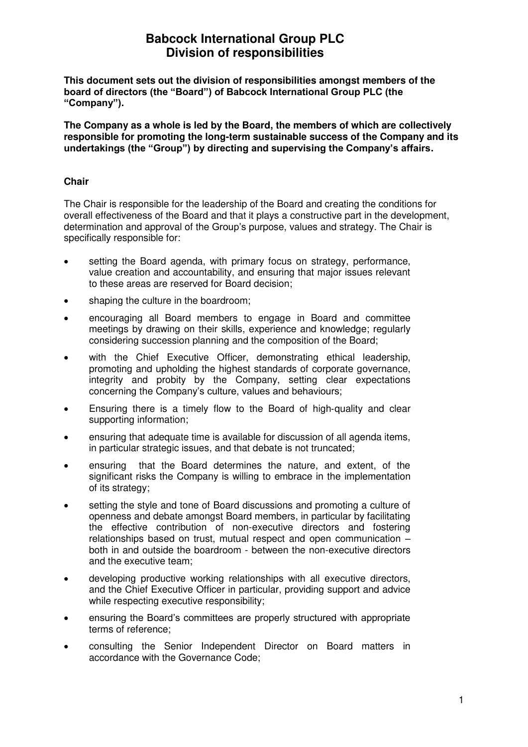# Babcock International Group PLC
# Division of responsibilities

**This document sets out the division of responsibilities amongst members of the board of directors (the "Board") of Babcock International Group PLC (the "Company").**

**The Company as a whole is led by the Board, the members of which are collectively responsible for promoting the long-term sustainable success of the Company and its undertakings (the "Group") by directing and supervising the Company's affairs.**

## Chair

The Chair is responsible for the leadership of the Board and creating the conditions for overall effectiveness of the Board and that it plays a constructive part in the development, determination and approval of the Group's purpose, values and strategy. The Chair is specifically responsible for:

- setting the Board agenda, with primary focus on strategy, performance, value creation and accountability, and ensuring that major issues relevant to these areas are reserved for Board decision;
- shaping the culture in the boardroom;
- encouraging all Board members to engage in Board and committee meetings by drawing on their skills, experience and knowledge; regularly considering succession planning and the composition of the Board;
- with the Chief Executive Officer, demonstrating ethical leadership, promoting and upholding the highest standards of corporate governance, integrity and probity by the Company, setting clear expectations concerning the Company's culture, values and behaviours;
- Ensuring there is a timely flow to the Board of high-quality and clear supporting information;
- ensuring that adequate time is available for discussion of all agenda items, in particular strategic issues, and that debate is not truncated;
- ensuring that the Board determines the nature, and extent, of the significant risks the Company is willing to embrace in the implementation of its strategy;
- setting the style and tone of Board discussions and promoting a culture of openness and debate amongst Board members, in particular by facilitating the effective contribution of non-executive directors and fostering relationships based on trust, mutual respect and open communication – both in and outside the boardroom - between the non-executive directors and the executive team;
- developing productive working relationships with all executive directors, and the Chief Executive Officer in particular, providing support and advice while respecting executive responsibility;
- ensuring the Board's committees are properly structured with appropriate terms of reference;
- consulting the Senior Independent Director on Board matters in accordance with the Governance Code;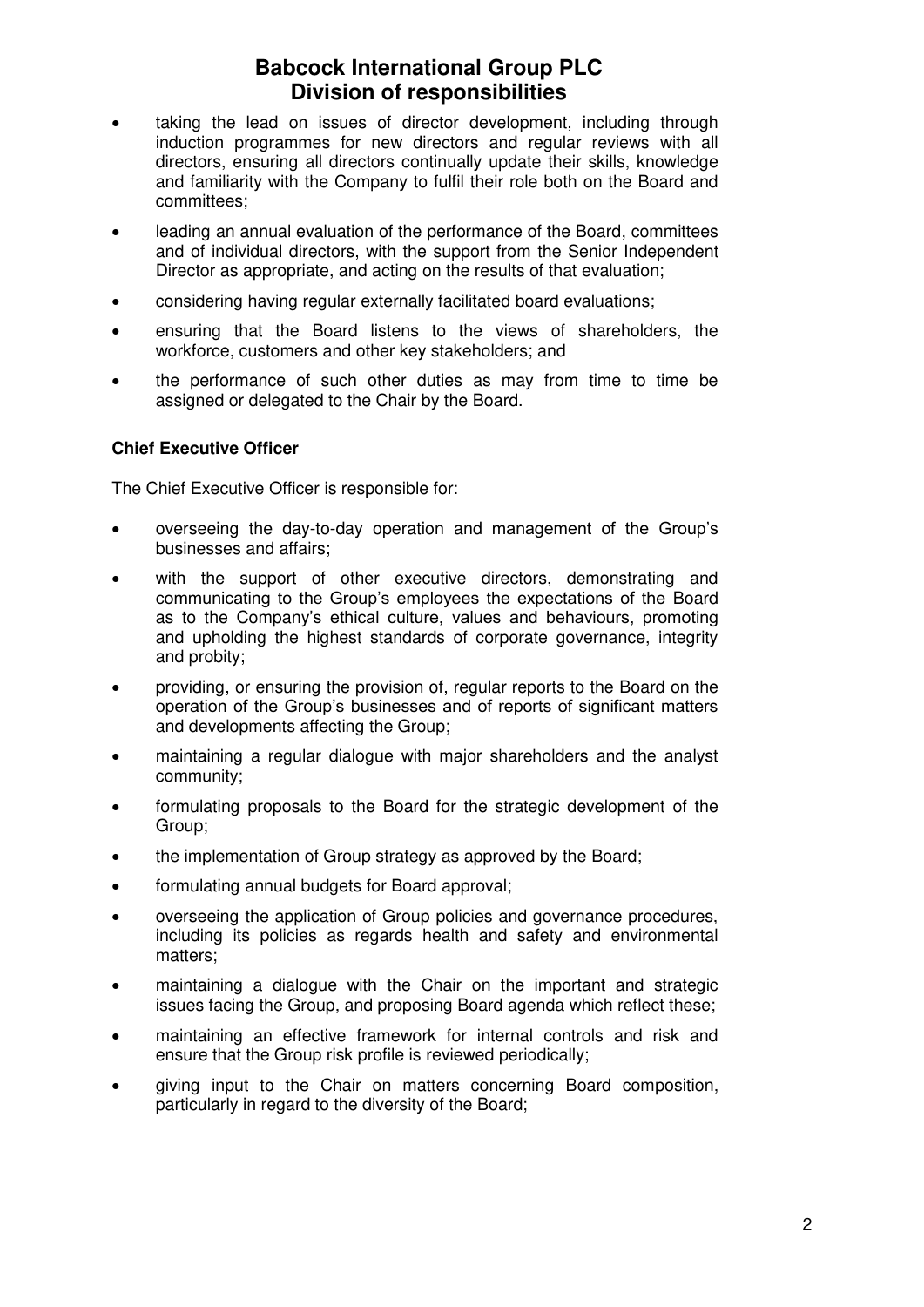- taking the lead on issues of director development, including through induction programmes for new directors and regular reviews with all directors, ensuring all directors continually update their skills, knowledge and familiarity with the Company to fulfil their role both on the Board and committees;
- leading an annual evaluation of the performance of the Board, committees and of individual directors, with the support from the Senior Independent Director as appropriate, and acting on the results of that evaluation;
- considering having regular externally facilitated board evaluations;
- ensuring that the Board listens to the views of shareholders, the workforce, customers and other key stakeholders; and
- the performance of such other duties as may from time to time be assigned or delegated to the Chair by the Board.

**Chief Executive Officer**

The Chief Executive Officer is responsible for:

- overseeing the day-to-day operation and management of the Group's businesses and affairs;
- with the support of other executive directors, demonstrating and communicating to the Group's employees the expectations of the Board as to the Company's ethical culture, values and behaviours, promoting and upholding the highest standards of corporate governance, integrity and probity;
- providing, or ensuring the provision of, regular reports to the Board on the operation of the Group's businesses and of reports of significant matters and developments affecting the Group;
- maintaining a regular dialogue with major shareholders and the analyst community;
- formulating proposals to the Board for the strategic development of the Group;
- the implementation of Group strategy as approved by the Board;
- formulating annual budgets for Board approval;
- overseeing the application of Group policies and governance procedures, including its policies as regards health and safety and environmental matters;
- maintaining a dialogue with the Chair on the important and strategic issues facing the Group, and proposing Board agenda which reflect these;
- maintaining an effective framework for internal controls and risk and ensure that the Group risk profile is reviewed periodically;
- giving input to the Chair on matters concerning Board composition, particularly in regard to the diversity of the Board;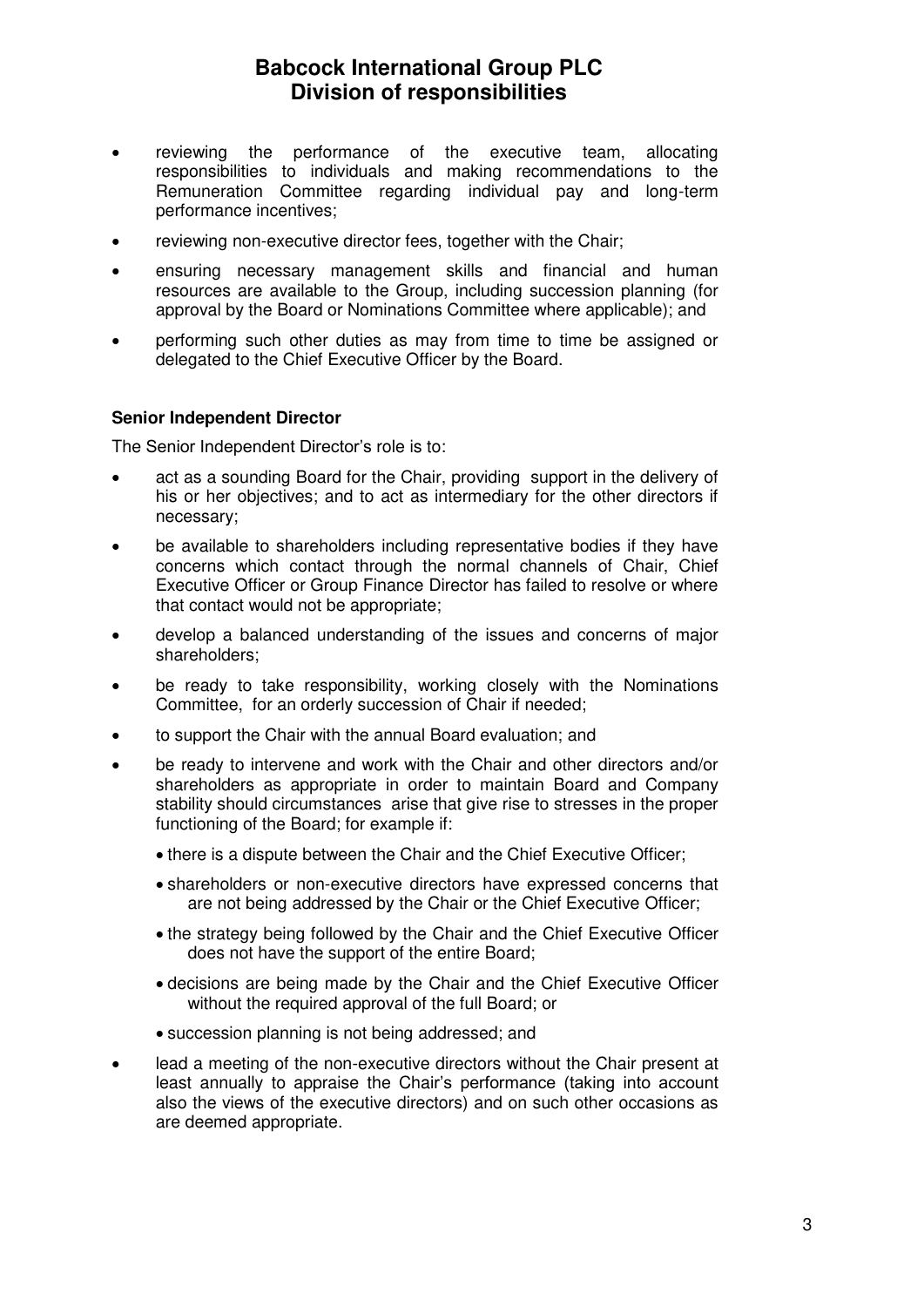- reviewing the performance of the executive team, allocating responsibilities to individuals and making recommendations to the Remuneration Committee regarding individual pay and long-term performance incentives;
- reviewing non-executive director fees, together with the Chair;
- ensuring necessary management skills and financial and human resources are available to the Group, including succession planning (for approval by the Board or Nominations Committee where applicable); and
- performing such other duties as may from time to time be assigned or delegated to the Chief Executive Officer by the Board.

**Senior Independent Director**

The Senior Independent Director's role is to:

- act as a sounding Board for the Chair, providing support in the delivery of his or her objectives; and to act as intermediary for the other directors if necessary;
- be available to shareholders including representative bodies if they have concerns which contact through the normal channels of Chair, Chief Executive Officer or Group Finance Director has failed to resolve or where that contact would not be appropriate;
- develop a balanced understanding of the issues and concerns of major shareholders;
- be ready to take responsibility, working closely with the Nominations Committee, for an orderly succession of Chair if needed;
- to support the Chair with the annual Board evaluation; and
- be ready to intervene and work with the Chair and other directors and/or shareholders as appropriate in order to maintain Board and Company stability should circumstances arise that give rise to stresses in the proper functioning of the Board; for example if:
  - there is a dispute between the Chair and the Chief Executive Officer;
  - shareholders or non-executive directors have expressed concerns that are not being addressed by the Chair or the Chief Executive Officer;
  - the strategy being followed by the Chair and the Chief Executive Officer does not have the support of the entire Board;
  - decisions are being made by the Chair and the Chief Executive Officer without the required approval of the full Board; or
  - succession planning is not being addressed; and
- lead a meeting of the non-executive directors without the Chair present at least annually to appraise the Chair's performance (taking into account also the views of the executive directors) and on such other occasions as are deemed appropriate.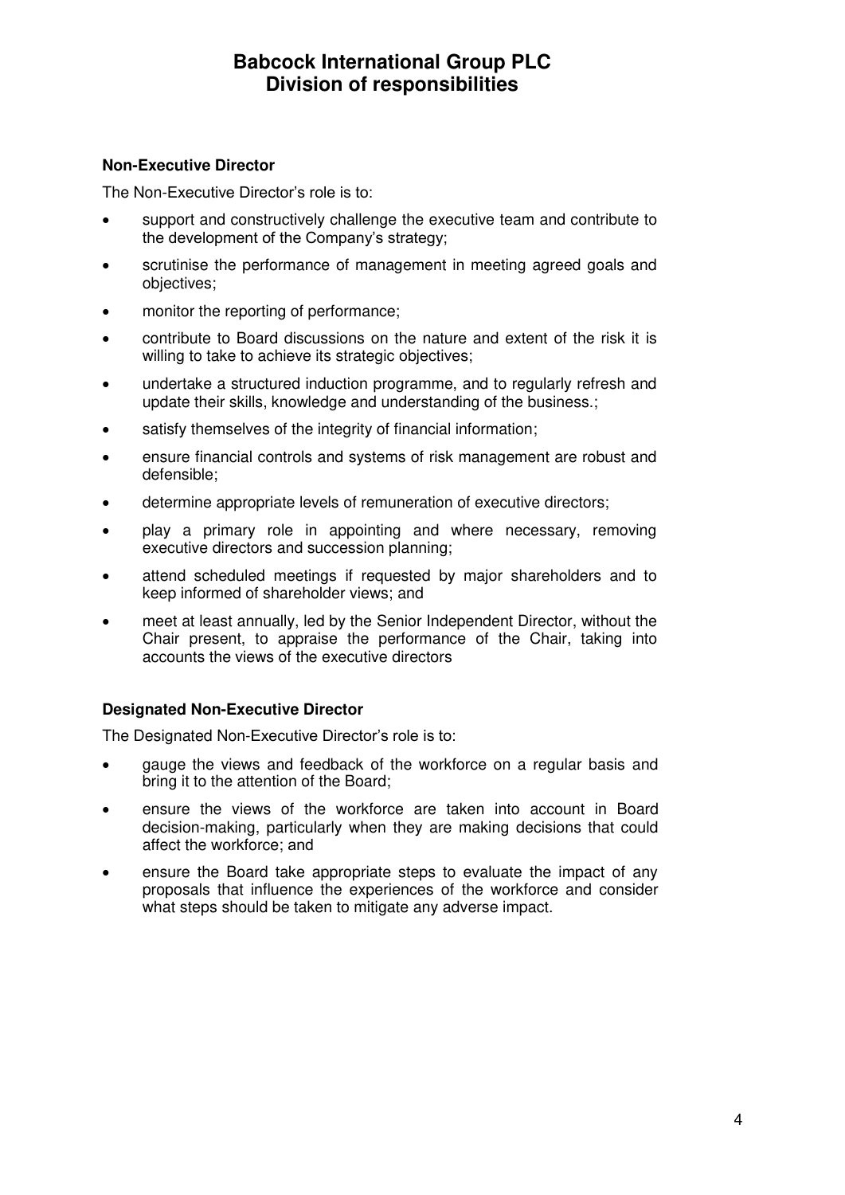# Babcock International Group PLC
# Division of responsibilities

**Non-Executive Director**

The Non-Executive Director's role is to:

- support and constructively challenge the executive team and contribute to the development of the Company's strategy;
- scrutinise the performance of management in meeting agreed goals and objectives;
- monitor the reporting of performance;
- contribute to Board discussions on the nature and extent of the risk it is willing to take to achieve its strategic objectives;
- undertake a structured induction programme, and to regularly refresh and update their skills, knowledge and understanding of the business.;
- satisfy themselves of the integrity of financial information;
- ensure financial controls and systems of risk management are robust and defensible;
- determine appropriate levels of remuneration of executive directors;
- play a primary role in appointing and where necessary, removing executive directors and succession planning;
- attend scheduled meetings if requested by major shareholders and to keep informed of shareholder views; and
- meet at least annually, led by the Senior Independent Director, without the Chair present, to appraise the performance of the Chair, taking into accounts the views of the executive directors

**Designated Non-Executive Director**

The Designated Non-Executive Director's role is to:

- gauge the views and feedback of the workforce on a regular basis and bring it to the attention of the Board;
- ensure the views of the workforce are taken into account in Board decision-making, particularly when they are making decisions that could affect the workforce; and
- ensure the Board take appropriate steps to evaluate the impact of any proposals that influence the experiences of the workforce and consider what steps should be taken to mitigate any adverse impact.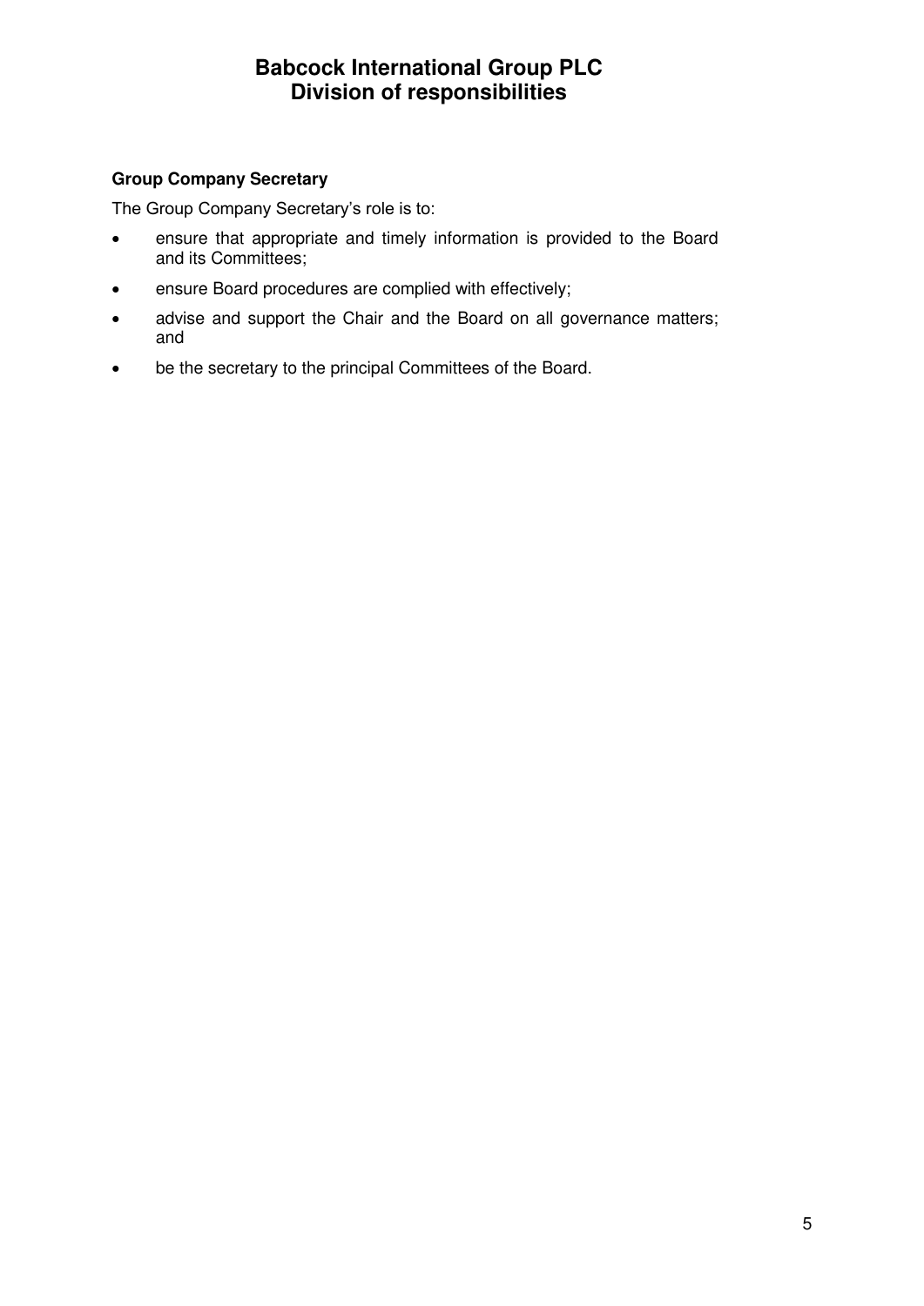### Group Company Secretary

The Group Company Secretary's role is to:

- ensure that appropriate and timely information is provided to the Board and its Committees;
- ensure Board procedures are complied with effectively;
- advise and support the Chair and the Board on all governance matters; and
- be the secretary to the principal Committees of the Board.